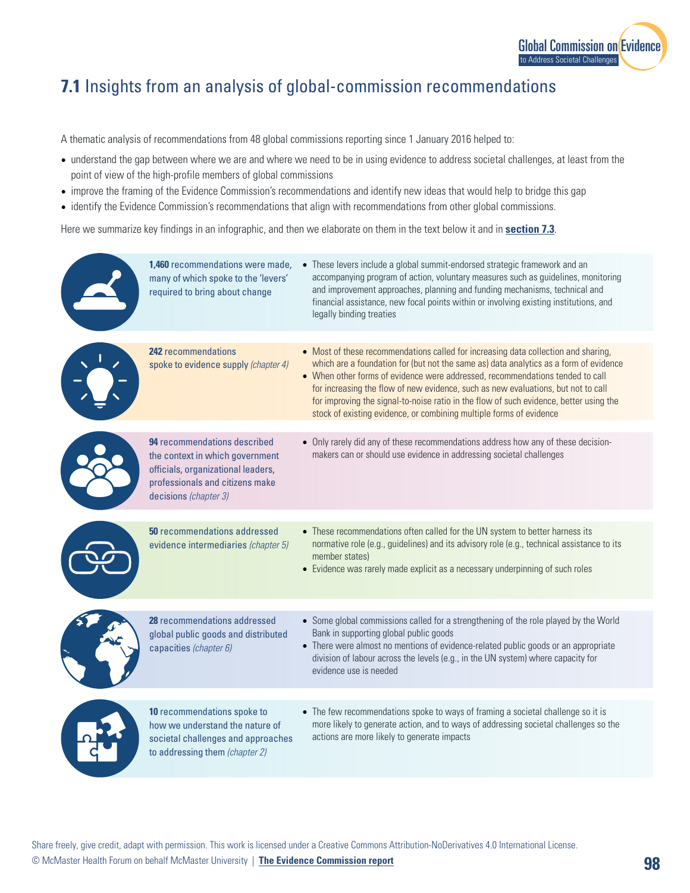## **7.1** Insights from an analysis of global-commission recommendations

A thematic analysis of recommendations from 48 global commissions reporting since 1 January 2016 helped to:

- understand the gap between where we are and where we need to be in using evidence to address societal challenges, at least from the point of view of the high-profile members of global commissions
- improve the framing of the Evidence Commission's recommendations and identify new ideas that would help to bridge this gap
- identify the Evidence Commission's recommendations that align with recommendations from other global commissions.

Here we summarize key findings in an infographic, and then we elaborate on them in the text below it and in **section 7.3**.

**1,460** recommendations were made, many of which spoke to the 'levers' required to bring about change

- These levers include a global summit-endorsed strategic framework and an accompanying program of action, voluntary measures such as guidelines, monitoring and improvement approaches, planning and funding mechanisms, technical and financial assistance, new focal points within or involving existing institutions, and legally binding treaties

**242** recommendations spoke to evidence supply *(chapter 4)*

- Most of these recommendations called for increasing data collection and sharing, which are a foundation for (but not the same as) data analytics as a form of evidence
- When other forms of evidence were addressed, recommendations tended to call for increasing the flow of new evidence, such as new evaluations, but not to call for improving the signal-to-noise ratio in the flow of such evidence, better using the stock of existing evidence, or combining multiple forms of evidence

**94** recommendations described the context in which government officials, organizational leaders, professionals and citizens make decisions *(chapter 3)*

- Only rarely did any of these recommendations address how any of these decision-makers can or should use evidence in addressing societal challenges

**50** recommendations addressed evidence intermediaries *(chapter 5)*

- These recommendations often called for the UN system to better harness its normative role (e.g., guidelines) and its advisory role (e.g., technical assistance to its member states)
- Evidence was rarely made explicit as a necessary underpinning of such roles

**28** recommendations addressed global public goods and distributed capacities *(chapter 6)*

- Some global commissions called for a strengthening of the role played by the World Bank in supporting global public goods
- There were almost no mentions of evidence-related public goods or an appropriate division of labour across the levels (e.g., in the UN system) where capacity for evidence use is needed

**10** recommendations spoke to how we understand the nature of societal challenges and approaches to addressing them *(chapter 2)*

- The few recommendations spoke to ways of framing a societal challenge so it is more likely to generate action, and to ways of addressing societal challenges so the actions are more likely to generate impacts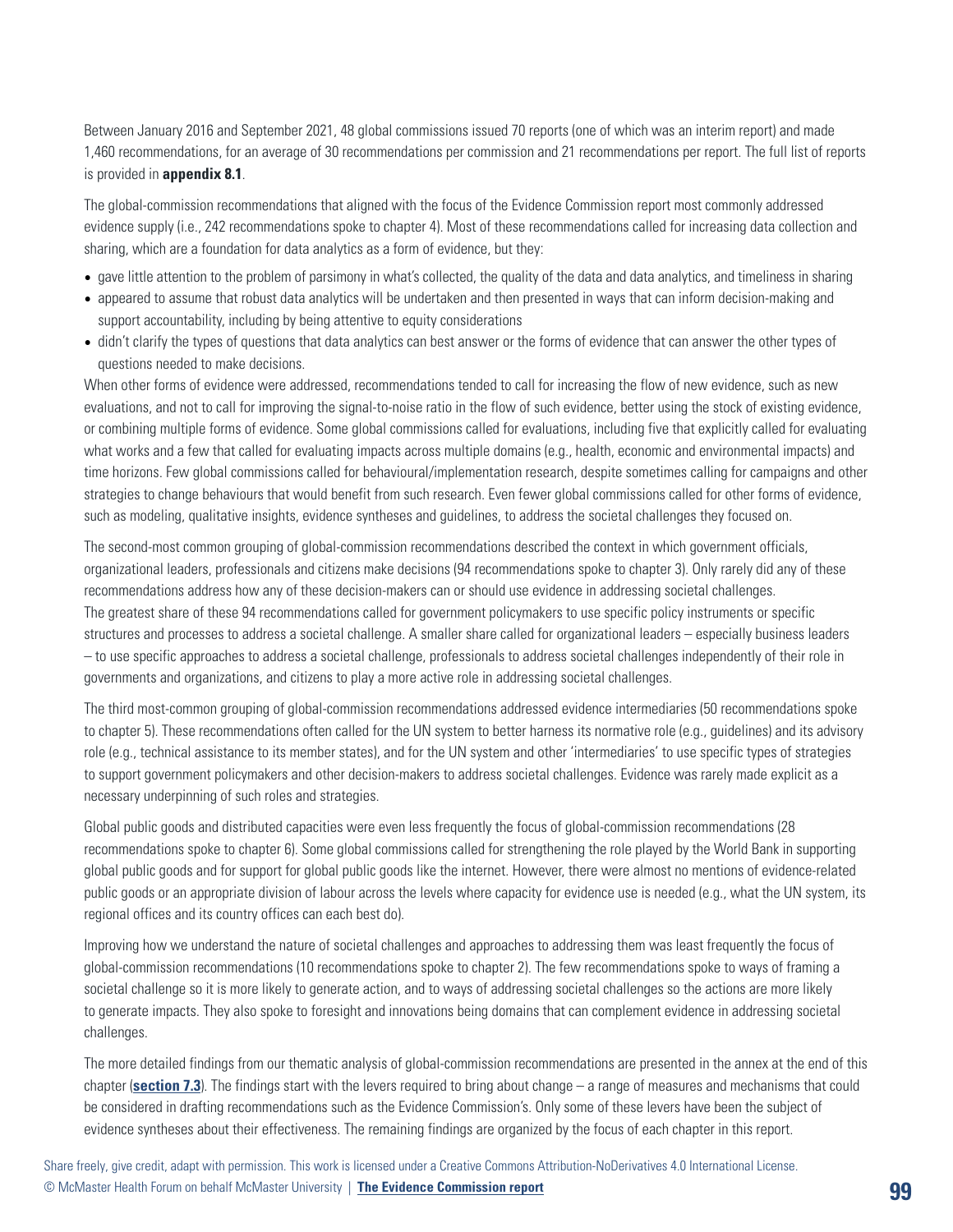Between January 2016 and September 2021, 48 global commissions issued 70 reports (one of which was an interim report) and made 1,460 recommendations, for an average of 30 recommendations per commission and 21 recommendations per report. The full list of reports is provided in **appendix 8.1**.

The global-commission recommendations that aligned with the focus of the Evidence Commission report most commonly addressed evidence supply (i.e., 242 recommendations spoke to chapter 4). Most of these recommendations called for increasing data collection and sharing, which are a foundation for data analytics as a form of evidence, but they:

- gave little attention to the problem of parsimony in what's collected, the quality of the data and data analytics, and timeliness in sharing
- appeared to assume that robust data analytics will be undertaken and then presented in ways that can inform decision-making and support accountability, including by being attentive to equity considerations
- didn't clarify the types of questions that data analytics can best answer or the forms of evidence that can answer the other types of questions needed to make decisions.

When other forms of evidence were addressed, recommendations tended to call for increasing the flow of new evidence, such as new evaluations, and not to call for improving the signal-to-noise ratio in the flow of such evidence, better using the stock of existing evidence, or combining multiple forms of evidence. Some global commissions called for evaluations, including five that explicitly called for evaluating what works and a few that called for evaluating impacts across multiple domains (e.g., health, economic and environmental impacts) and time horizons. Few global commissions called for behavioural/implementation research, despite sometimes calling for campaigns and other strategies to change behaviours that would benefit from such research. Even fewer global commissions called for other forms of evidence, such as modeling, qualitative insights, evidence syntheses and guidelines, to address the societal challenges they focused on.

The second-most common grouping of global-commission recommendations described the context in which government officials, organizational leaders, professionals and citizens make decisions (94 recommendations spoke to chapter 3). Only rarely did any of these recommendations address how any of these decision-makers can or should use evidence in addressing societal challenges. The greatest share of these 94 recommendations called for government policymakers to use specific policy instruments or specific structures and processes to address a societal challenge. A smaller share called for organizational leaders – especially business leaders – to use specific approaches to address a societal challenge, professionals to address societal challenges independently of their role in governments and organizations, and citizens to play a more active role in addressing societal challenges.

The third most-common grouping of global-commission recommendations addressed evidence intermediaries (50 recommendations spoke to chapter 5). These recommendations often called for the UN system to better harness its normative role (e.g., guidelines) and its advisory role (e.g., technical assistance to its member states), and for the UN system and other 'intermediaries' to use specific types of strategies to support government policymakers and other decision-makers to address societal challenges. Evidence was rarely made explicit as a necessary underpinning of such roles and strategies.

Global public goods and distributed capacities were even less frequently the focus of global-commission recommendations (28 recommendations spoke to chapter 6). Some global commissions called for strengthening the role played by the World Bank in supporting global public goods and for support for global public goods like the internet. However, there were almost no mentions of evidence-related public goods or an appropriate division of labour across the levels where capacity for evidence use is needed (e.g., what the UN system, its regional offices and its country offices can each best do).

Improving how we understand the nature of societal challenges and approaches to addressing them was least frequently the focus of global-commission recommendations (10 recommendations spoke to chapter 2). The few recommendations spoke to ways of framing a societal challenge so it is more likely to generate action, and to ways of addressing societal challenges so the actions are more likely to generate impacts. They also spoke to foresight and innovations being domains that can complement evidence in addressing societal challenges.

The more detailed findings from our thematic analysis of global-commission recommendations are presented in the annex at the end of this chapter (**section 7.3**). The findings start with the levers required to bring about change – a range of measures and mechanisms that could be considered in drafting recommendations such as the Evidence Commission's. Only some of these levers have been the subject of evidence syntheses about their effectiveness. The remaining findings are organized by the focus of each chapter in this report.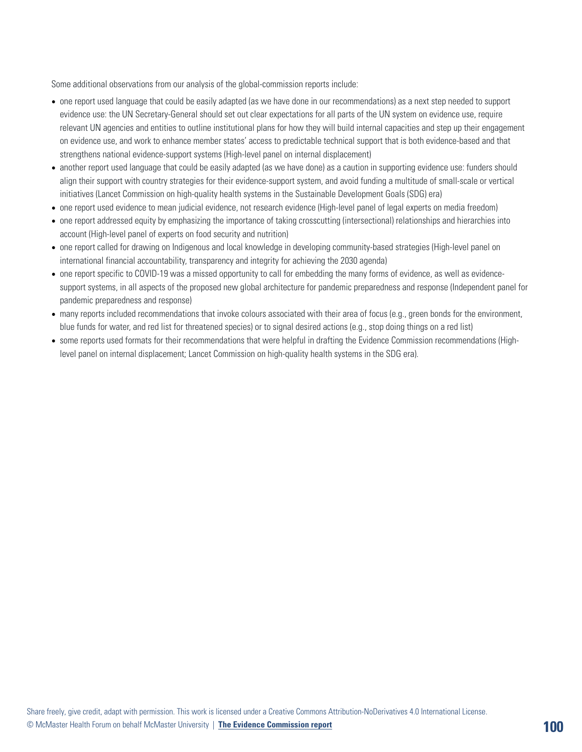Some additional observations from our analysis of the global-commission reports include:

- one report used language that could be easily adapted (as we have done in our recommendations) as a next step needed to support evidence use: the UN Secretary-General should set out clear expectations for all parts of the UN system on evidence use, require relevant UN agencies and entities to outline institutional plans for how they will build internal capacities and step up their engagement on evidence use, and work to enhance member states' access to predictable technical support that is both evidence-based and that strengthens national evidence-support systems (High-level panel on internal displacement)
- another report used language that could be easily adapted (as we have done) as a caution in supporting evidence use: funders should align their support with country strategies for their evidence-support system, and avoid funding a multitude of small-scale or vertical initiatives (Lancet Commission on high-quality health systems in the Sustainable Development Goals (SDG) era)
- one report used evidence to mean judicial evidence, not research evidence (High-level panel of legal experts on media freedom)
- one report addressed equity by emphasizing the importance of taking crosscutting (intersectional) relationships and hierarchies into account (High-level panel of experts on food security and nutrition)
- one report called for drawing on Indigenous and local knowledge in developing community-based strategies (High-level panel on international financial accountability, transparency and integrity for achieving the 2030 agenda)
- one report specific to COVID-19 was a missed opportunity to call for embedding the many forms of evidence, as well as evidence-support systems, in all aspects of the proposed new global architecture for pandemic preparedness and response (Independent panel for pandemic preparedness and response)
- many reports included recommendations that invoke colours associated with their area of focus (e.g., green bonds for the environment, blue funds for water, and red list for threatened species) or to signal desired actions (e.g., stop doing things on a red list)
- some reports used formats for their recommendations that were helpful in drafting the Evidence Commission recommendations (High-level panel on internal displacement; Lancet Commission on high-quality health systems in the SDG era).